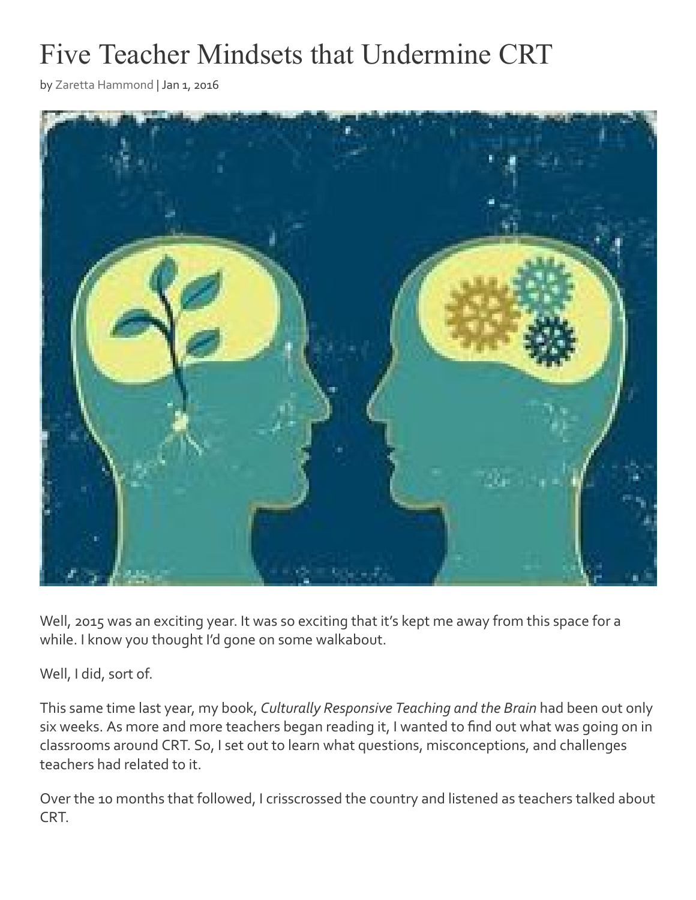# Five Teacher Mindsets that Undermine CRT

by Zaretta Hammond | Jan 1, 2016

Well, 2015 was an exciting year. It was so exciting that it's kept me away from this space for a while. I know you thought I'd gone on some walkabout.

Well, I did, sort of.

This same time last year, my book, *Culturally Responsive Teaching and the Brain* had been out only six weeks. As more and more teachers began reading it, I wanted to find out what was going on in classrooms around CRT. So, I set out to learn what questions, misconceptions, and challenges teachers had related to it.

Over the 10 months that followed, I crisscrossed the country and listened as teachers talked about CRT.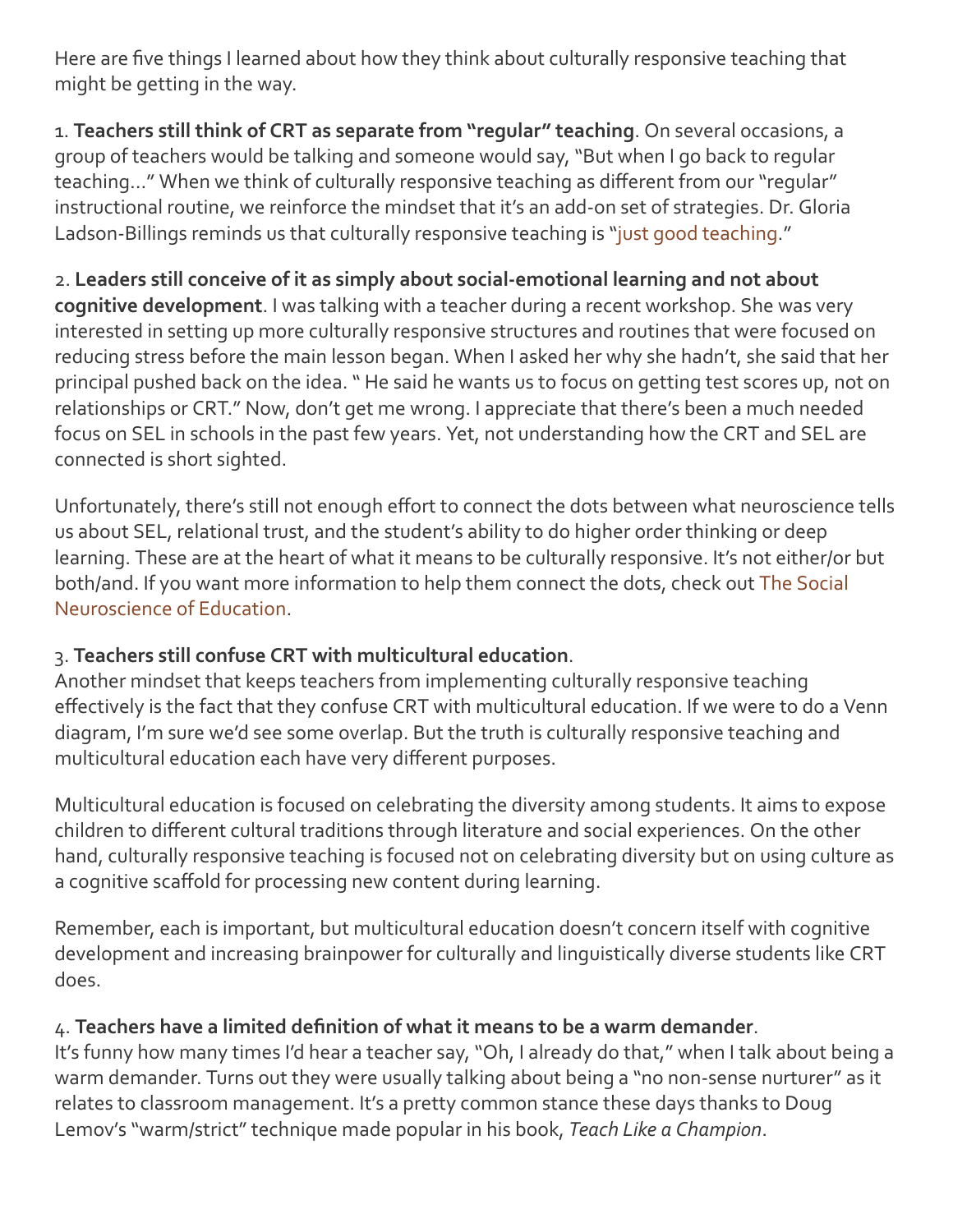Here are five things I learned about how they think about culturally responsive teaching that might be getting in the way.

1. **Teachers still think of CRT as separate from "regular" teaching**. On several occasions, a group of teachers would be talking and someone would say, "But when I go back to regular teaching…" When we think of culturally responsive teaching as different from our "regular" instructional routine, we reinforce the mindset that it's an add-on set of strategies. Dr. Gloria Ladson-Billings reminds us that culturally responsive teaching is "just good teaching."

2. **Leaders still conceive of it as simply about social-emotional learning and not about cognitive development**. I was talking with a teacher during a recent workshop. She was very interested in setting up more culturally responsive structures and routines that were focused on reducing stress before the main lesson began. When I asked her why she hadn't, she said that her principal pushed back on the idea. " He said he wants us to focus on getting test scores up, not on relationships or CRT." Now, don't get me wrong. I appreciate that there's been a much needed focus on SEL in schools in the past few years. Yet, not understanding how the CRT and SEL are connected is short sighted.

Unfortunately, there's still not enough effort to connect the dots between what neuroscience tells us about SEL, relational trust, and the student's ability to do higher order thinking or deep learning. These are at the heart of what it means to be culturally responsive. It's not either/or but both/and. If you want more information to help them connect the dots, check out The Social Neuroscience of Education.

3. **Teachers still confuse CRT with multicultural education**.
Another mindset that keeps teachers from implementing culturally responsive teaching effectively is the fact that they confuse CRT with multicultural education. If we were to do a Venn diagram, I'm sure we'd see some overlap. But the truth is culturally responsive teaching and multicultural education each have very different purposes.

Multicultural education is focused on celebrating the diversity among students. It aims to expose children to different cultural traditions through literature and social experiences. On the other hand, culturally responsive teaching is focused not on celebrating diversity but on using culture as a cognitive scaffold for processing new content during learning.

Remember, each is important, but multicultural education doesn't concern itself with cognitive development and increasing brainpower for culturally and linguistically diverse students like CRT does.

4. **Teachers have a limited definition of what it means to be a warm demander**.
It's funny how many times I'd hear a teacher say, "Oh, I already do that," when I talk about being a warm demander. Turns out they were usually talking about being a "no non-sense nurturer" as it relates to classroom management. It's a pretty common stance these days thanks to Doug Lemov's "warm/strict" technique made popular in his book, *Teach Like a Champion*.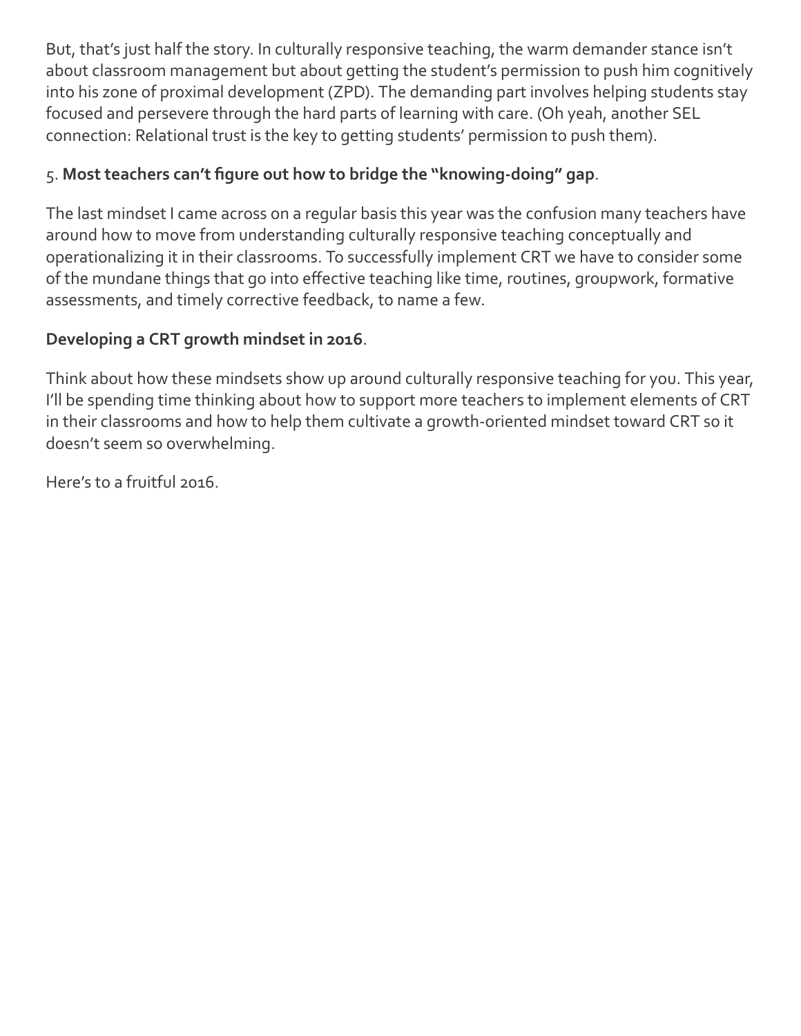But, that's just half the story. In culturally responsive teaching, the warm demander stance isn't about classroom management but about getting the student's permission to push him cognitively into his zone of proximal development (ZPD). The demanding part involves helping students stay focused and persevere through the hard parts of learning with care. (Oh yeah, another SEL connection: Relational trust is the key to getting students' permission to push them).

5. **Most teachers can't figure out how to bridge the "knowing-doing" gap**.

The last mindset I came across on a regular basis this year was the confusion many teachers have around how to move from understanding culturally responsive teaching conceptually and operationalizing it in their classrooms. To successfully implement CRT we have to consider some of the mundane things that go into effective teaching like time, routines, groupwork, formative assessments, and timely corrective feedback, to name a few.

**Developing a CRT growth mindset in 2016**.

Think about how these mindsets show up around culturally responsive teaching for you. This year, I'll be spending time thinking about how to support more teachers to implement elements of CRT in their classrooms and how to help them cultivate a growth-oriented mindset toward CRT so it doesn't seem so overwhelming.

Here's to a fruitful 2016.